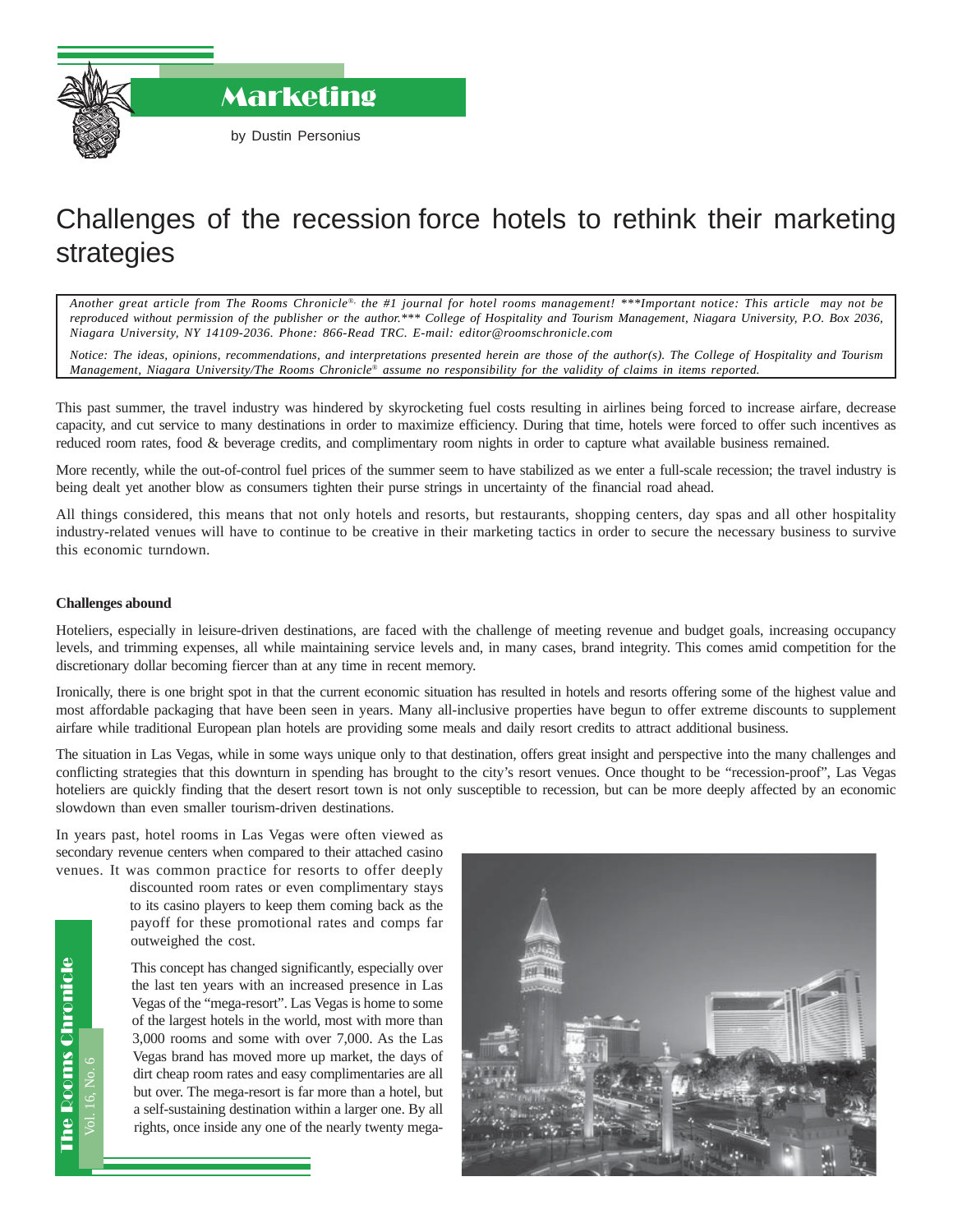# Marketing

by Dustin Personius

# Challenges of the recession force hotels to rethink their marketing strategies

*Another great article from The Rooms Chronicle®, the #1 journal for hotel rooms management! ***Important notice: This article may not be reproduced without permission of the publisher or the author.*** College of Hospitality and Tourism Management, Niagara University, P.O. Box 2036, Niagara University, NY 14109-2036. Phone: 866-Read TRC. E-mail: editor@roomschronicle.com*

*Notice: The ideas, opinions, recommendations, and interpretations presented herein are those of the author(s). The College of Hospitality and Tourism Management, Niagara University/The Rooms Chronicle® assume no responsibility for the validity of claims in items reported.*

This past summer, the travel industry was hindered by skyrocketing fuel costs resulting in airlines being forced to increase airfare, decrease capacity, and cut service to many destinations in order to maximize efficiency. During that time, hotels were forced to offer such incentives as reduced room rates, food & beverage credits, and complimentary room nights in order to capture what available business remained.

More recently, while the out-of-control fuel prices of the summer seem to have stabilized as we enter a full-scale recession; the travel industry is being dealt yet another blow as consumers tighten their purse strings in uncertainty of the financial road ahead.

All things considered, this means that not only hotels and resorts, but restaurants, shopping centers, day spas and all other hospitality industry-related venues will have to continue to be creative in their marketing tactics in order to secure the necessary business to survive this economic turndown.

**Challenges abound**

Hoteliers, especially in leisure-driven destinations, are faced with the challenge of meeting revenue and budget goals, increasing occupancy levels, and trimming expenses, all while maintaining service levels and, in many cases, brand integrity. This comes amid competition for the discretionary dollar becoming fiercer than at any time in recent memory.

Ironically, there is one bright spot in that the current economic situation has resulted in hotels and resorts offering some of the highest value and most affordable packaging that have been seen in years. Many all-inclusive properties have begun to offer extreme discounts to supplement airfare while traditional European plan hotels are providing some meals and daily resort credits to attract additional business.

The situation in Las Vegas, while in some ways unique only to that destination, offers great insight and perspective into the many challenges and conflicting strategies that this downturn in spending has brought to the city's resort venues. Once thought to be "recession-proof", Las Vegas hoteliers are quickly finding that the desert resort town is not only susceptible to recession, but can be more deeply affected by an economic slowdown than even smaller tourism-driven destinations.

In years past, hotel rooms in Las Vegas were often viewed as secondary revenue centers when compared to their attached casino venues. It was common practice for resorts to offer deeply discounted room rates or even complimentary stays to its casino players to keep them coming back as the payoff for these promotional rates and comps far outweighed the cost.

This concept has changed significantly, especially over the last ten years with an increased presence in Las Vegas of the "mega-resort". Las Vegas is home to some of the largest hotels in the world, most with more than 3,000 rooms and some with over 7,000. As the Las Vegas brand has moved more up market, the days of dirt cheap room rates and easy complimentaries are all but over. The mega-resort is far more than a hotel, but a self-sustaining destination within a larger one. By all rights, once inside any one of the nearly twenty mega-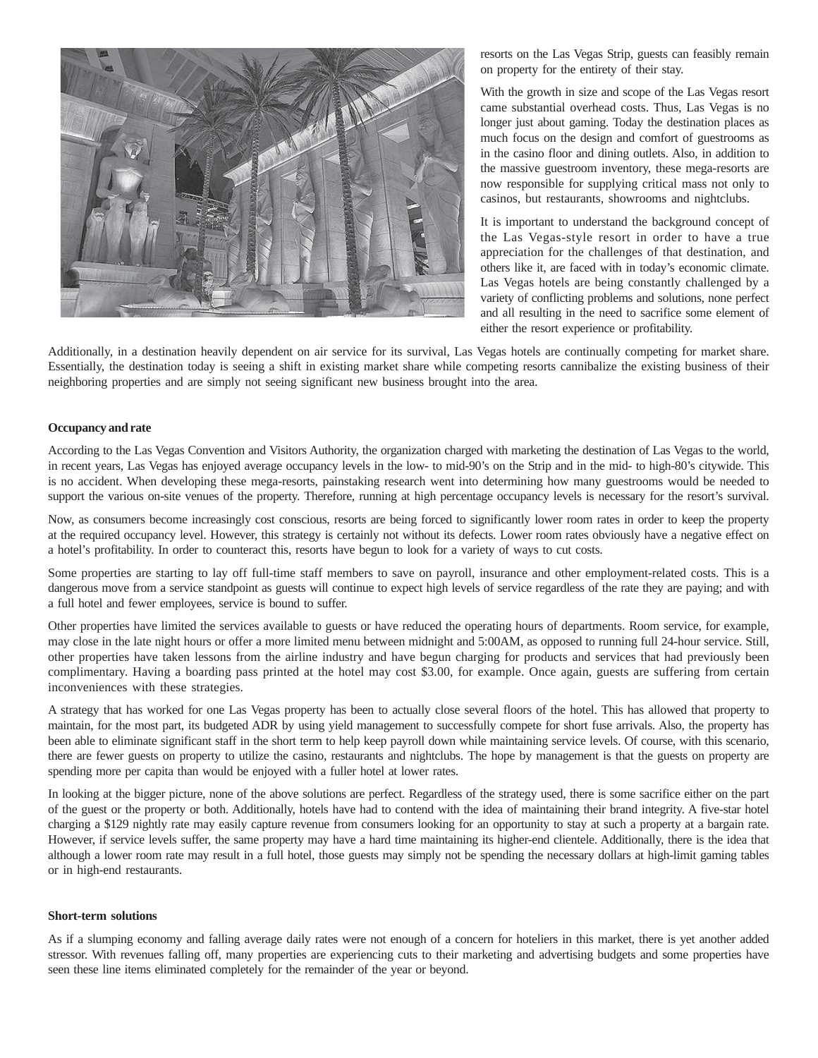resorts on the Las Vegas Strip, guests can feasibly remain on property for the entirety of their stay.

With the growth in size and scope of the Las Vegas resort came substantial overhead costs. Thus, Las Vegas is no longer just about gaming. Today the destination places as much focus on the design and comfort of guestrooms as in the casino floor and dining outlets. Also, in addition to the massive guestroom inventory, these mega-resorts are now responsible for supplying critical mass not only to casinos, but restaurants, showrooms and nightclubs.

It is important to understand the background concept of the Las Vegas-style resort in order to have a true appreciation for the challenges of that destination, and others like it, are faced with in today's economic climate. Las Vegas hotels are being constantly challenged by a variety of conflicting problems and solutions, none perfect and all resulting in the need to sacrifice some element of either the resort experience or profitability.

Additionally, in a destination heavily dependent on air service for its survival, Las Vegas hotels are continually competing for market share. Essentially, the destination today is seeing a shift in existing market share while competing resorts cannibalize the existing business of their neighboring properties and are simply not seeing significant new business brought into the area.

**Occupancy and rate**

According to the Las Vegas Convention and Visitors Authority, the organization charged with marketing the destination of Las Vegas to the world, in recent years, Las Vegas has enjoyed average occupancy levels in the low- to mid-90's on the Strip and in the mid- to high-80's citywide. This is no accident. When developing these mega-resorts, painstaking research went into determining how many guestrooms would be needed to support the various on-site venues of the property. Therefore, running at high percentage occupancy levels is necessary for the resort's survival.

Now, as consumers become increasingly cost conscious, resorts are being forced to significantly lower room rates in order to keep the property at the required occupancy level. However, this strategy is certainly not without its defects. Lower room rates obviously have a negative effect on a hotel's profitability. In order to counteract this, resorts have begun to look for a variety of ways to cut costs.

Some properties are starting to lay off full-time staff members to save on payroll, insurance and other employment-related costs. This is a dangerous move from a service standpoint as guests will continue to expect high levels of service regardless of the rate they are paying; and with a full hotel and fewer employees, service is bound to suffer.

Other properties have limited the services available to guests or have reduced the operating hours of departments. Room service, for example, may close in the late night hours or offer a more limited menu between midnight and 5:00AM, as opposed to running full 24-hour service. Still, other properties have taken lessons from the airline industry and have begun charging for products and services that had previously been complimentary. Having a boarding pass printed at the hotel may cost $3.00, for example. Once again, guests are suffering from certain inconveniences with these strategies.

A strategy that has worked for one Las Vegas property has been to actually close several floors of the hotel. This has allowed that property to maintain, for the most part, its budgeted ADR by using yield management to successfully compete for short fuse arrivals. Also, the property has been able to eliminate significant staff in the short term to help keep payroll down while maintaining service levels. Of course, with this scenario, there are fewer guests on property to utilize the casino, restaurants and nightclubs. The hope by management is that the guests on property are spending more per capita than would be enjoyed with a fuller hotel at lower rates.

In looking at the bigger picture, none of the above solutions are perfect. Regardless of the strategy used, there is some sacrifice either on the part of the guest or the property or both. Additionally, hotels have had to contend with the idea of maintaining their brand integrity. A five-star hotel charging a $129 nightly rate may easily capture revenue from consumers looking for an opportunity to stay at such a property at a bargain rate. However, if service levels suffer, the same property may have a hard time maintaining its higher-end clientele. Additionally, there is the idea that although a lower room rate may result in a full hotel, those guests may simply not be spending the necessary dollars at high-limit gaming tables or in high-end restaurants.

**Short-term solutions**

As if a slumping economy and falling average daily rates were not enough of a concern for hoteliers in this market, there is yet another added stressor. With revenues falling off, many properties are experiencing cuts to their marketing and advertising budgets and some properties have seen these line items eliminated completely for the remainder of the year or beyond.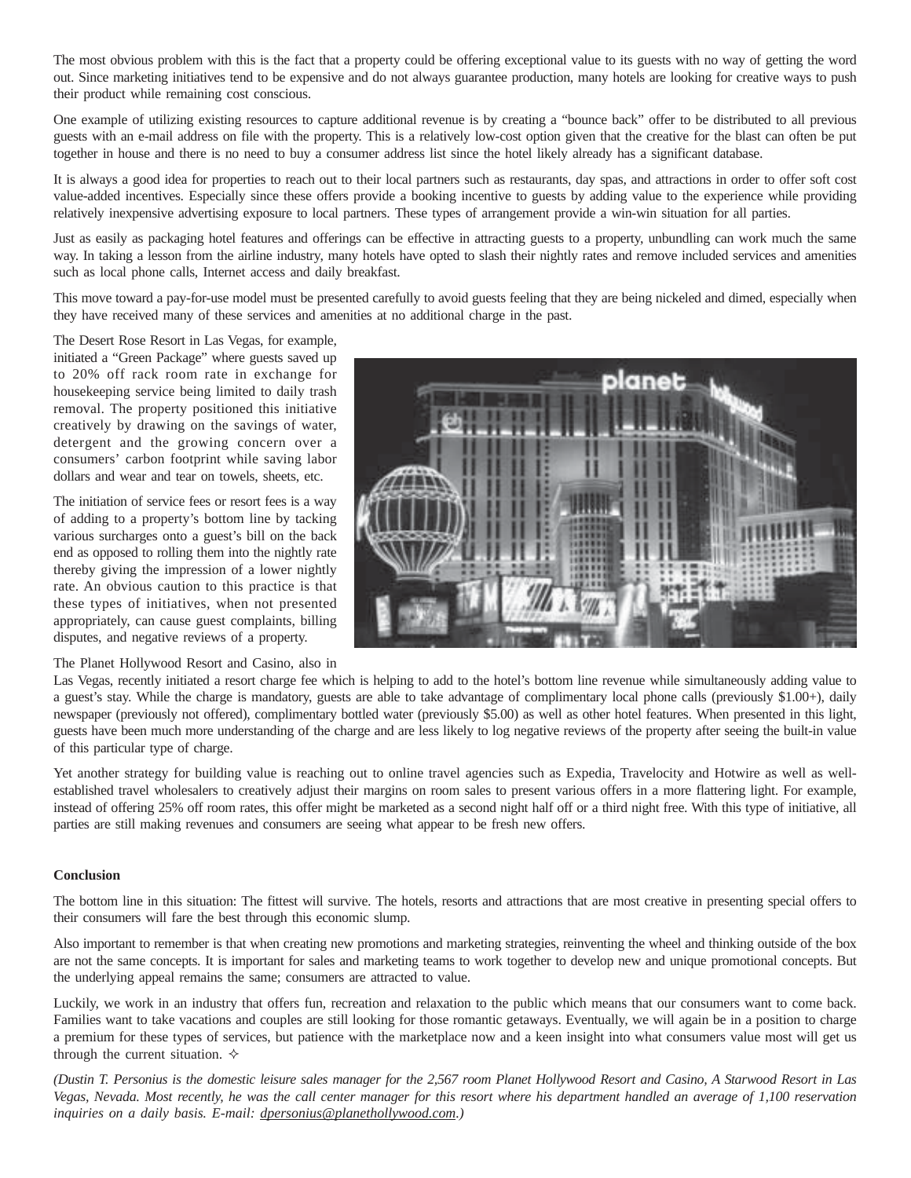The most obvious problem with this is the fact that a property could be offering exceptional value to its guests with no way of getting the word out. Since marketing initiatives tend to be expensive and do not always guarantee production, many hotels are looking for creative ways to push their product while remaining cost conscious.

One example of utilizing existing resources to capture additional revenue is by creating a "bounce back" offer to be distributed to all previous guests with an e-mail address on file with the property. This is a relatively low-cost option given that the creative for the blast can often be put together in house and there is no need to buy a consumer address list since the hotel likely already has a significant database.

It is always a good idea for properties to reach out to their local partners such as restaurants, day spas, and attractions in order to offer soft cost value-added incentives. Especially since these offers provide a booking incentive to guests by adding value to the experience while providing relatively inexpensive advertising exposure to local partners. These types of arrangement provide a win-win situation for all parties.

Just as easily as packaging hotel features and offerings can be effective in attracting guests to a property, unbundling can work much the same way. In taking a lesson from the airline industry, many hotels have opted to slash their nightly rates and remove included services and amenities such as local phone calls, Internet access and daily breakfast.

This move toward a pay-for-use model must be presented carefully to avoid guests feeling that they are being nickeled and dimed, especially when they have received many of these services and amenities at no additional charge in the past.

The Desert Rose Resort in Las Vegas, for example, initiated a "Green Package" where guests saved up to 20% off rack room rate in exchange for housekeeping service being limited to daily trash removal. The property positioned this initiative creatively by drawing on the savings of water, detergent and the growing concern over a consumers' carbon footprint while saving labor dollars and wear and tear on towels, sheets, etc.

The initiation of service fees or resort fees is a way of adding to a property's bottom line by tacking various surcharges onto a guest's bill on the back end as opposed to rolling them into the nightly rate thereby giving the impression of a lower nightly rate. An obvious caution to this practice is that these types of initiatives, when not presented appropriately, can cause guest complaints, billing disputes, and negative reviews of a property.

The Planet Hollywood Resort and Casino, also in Las Vegas, recently initiated a resort charge fee which is helping to add to the hotel's bottom line revenue while simultaneously adding value to a guest's stay. While the charge is mandatory, guests are able to take advantage of complimentary local phone calls (previously $1.00+), daily newspaper (previously not offered), complimentary bottled water (previously $5.00) as well as other hotel features. When presented in this light, guests have been much more understanding of the charge and are less likely to log negative reviews of the property after seeing the built-in value of this particular type of charge.

Yet another strategy for building value is reaching out to online travel agencies such as Expedia, Travelocity and Hotwire as well as well-established travel wholesalers to creatively adjust their margins on room sales to present various offers in a more flattering light. For example, instead of offering 25% off room rates, this offer might be marketed as a second night half off or a third night free. With this type of initiative, all parties are still making revenues and consumers are seeing what appear to be fresh new offers.

**Conclusion**

The bottom line in this situation: The fittest will survive. The hotels, resorts and attractions that are most creative in presenting special offers to their consumers will fare the best through this economic slump.

Also important to remember is that when creating new promotions and marketing strategies, reinventing the wheel and thinking outside of the box are not the same concepts. It is important for sales and marketing teams to work together to develop new and unique promotional concepts. But the underlying appeal remains the same; consumers are attracted to value.

Luckily, we work in an industry that offers fun, recreation and relaxation to the public which means that our consumers want to come back. Families want to take vacations and couples are still looking for those romantic getaways. Eventually, we will again be in a position to charge a premium for these types of services, but patience with the marketplace now and a keen insight into what consumers value most will get us through the current situation. ✧

*(Dustin T. Personius is the domestic leisure sales manager for the 2,567 room Planet Hollywood Resort and Casino, A Starwood Resort in Las Vegas, Nevada. Most recently, he was the call center manager for this resort where his department handled an average of 1,100 reservation inquiries on a daily basis. E-mail: dpersonius@planethollywood.com.)*